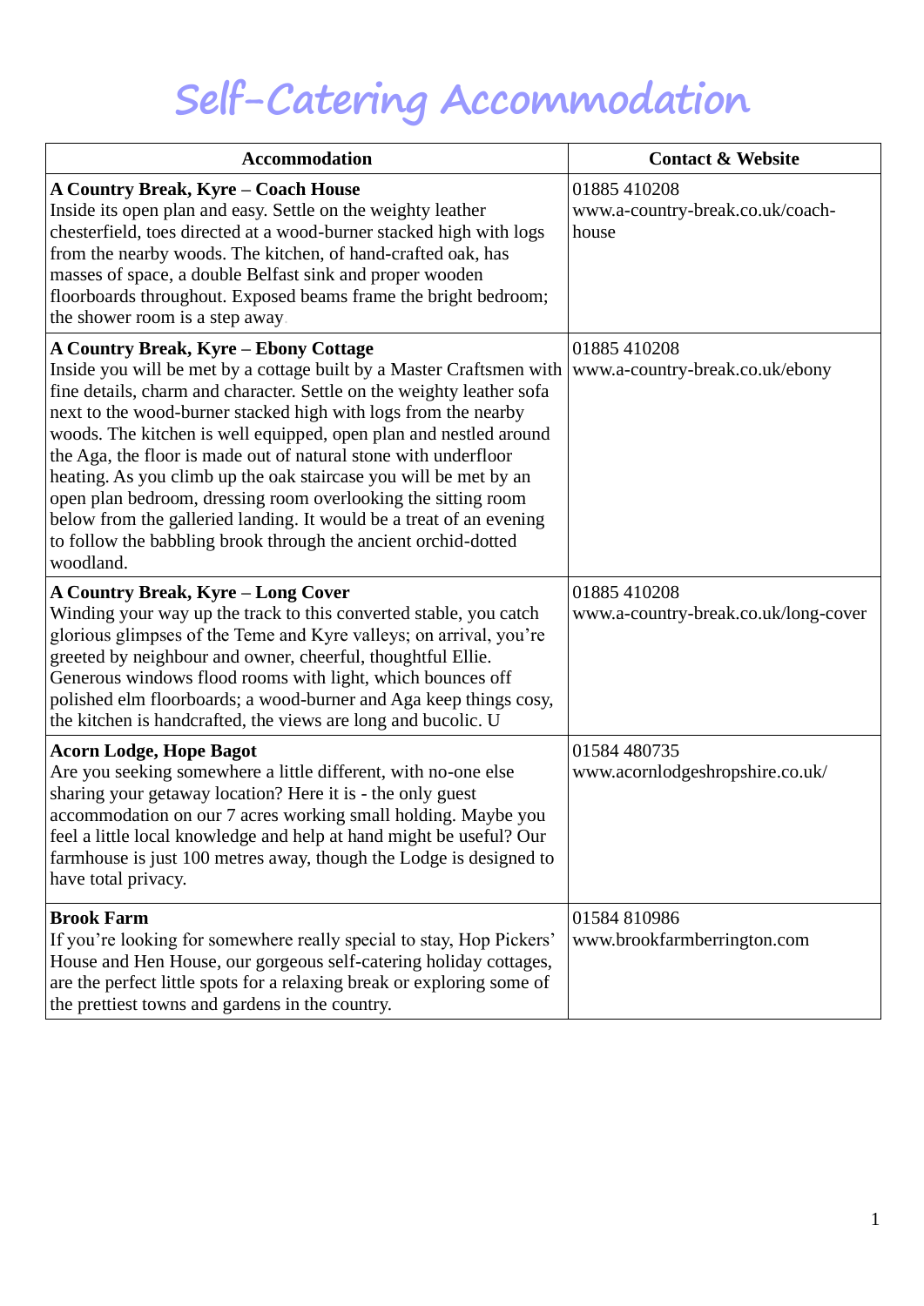# Self-Catering Accommodation

| Accommodation | Contact & Website |
| --- | --- |
| **A Country Break, Kyre – Coach House**<br>Inside its open plan and easy. Settle on the weighty leather chesterfield, toes directed at a wood-burner stacked high with logs from the nearby woods. The kitchen, of hand-crafted oak, has masses of space, a double Belfast sink and proper wooden floorboards throughout. Exposed beams frame the bright bedroom; the shower room is a step away. | 01885 410208<br>www.a-country-break.co.uk/coach-house |
| **A Country Break, Kyre – Ebony Cottage**<br>Inside you will be met by a cottage built by a Master Craftsmen with fine details, charm and character. Settle on the weighty leather sofa next to the wood-burner stacked high with logs from the nearby woods. The kitchen is well equipped, open plan and nestled around the Aga, the floor is made out of natural stone with underfloor heating. As you climb up the oak staircase you will be met by an open plan bedroom, dressing room overlooking the sitting room below from the galleried landing. It would be a treat of an evening to follow the babbling brook through the ancient orchid-dotted woodland. | 01885 410208<br>www.a-country-break.co.uk/ebony |
| **A Country Break, Kyre – Long Cover**<br>Winding your way up the track to this converted stable, you catch glorious glimpses of the Teme and Kyre valleys; on arrival, you're greeted by neighbour and owner, cheerful, thoughtful Ellie. Generous windows flood rooms with light, which bounces off polished elm floorboards; a wood-burner and Aga keep things cosy, the kitchen is handcrafted, the views are long and bucolic. U | 01885 410208<br>www.a-country-break.co.uk/long-cover |
| **Acorn Lodge, Hope Bagot**<br>Are you seeking somewhere a little different, with no-one else sharing your getaway location? Here it is - the only guest accommodation on our 7 acres working small holding. Maybe you feel a little local knowledge and help at hand might be useful? Our farmhouse is just 100 metres away, though the Lodge is designed to have total privacy. | 01584 480735<br>www.acornlodgeshropshire.co.uk/ |
| **Brook Farm**<br>If you're looking for somewhere really special to stay, Hop Pickers' House and Hen House, our gorgeous self-catering holiday cottages, are the perfect little spots for a relaxing break or exploring some of the prettiest towns and gardens in the country. | 01584 810986<br>www.brookfarmberrington.com |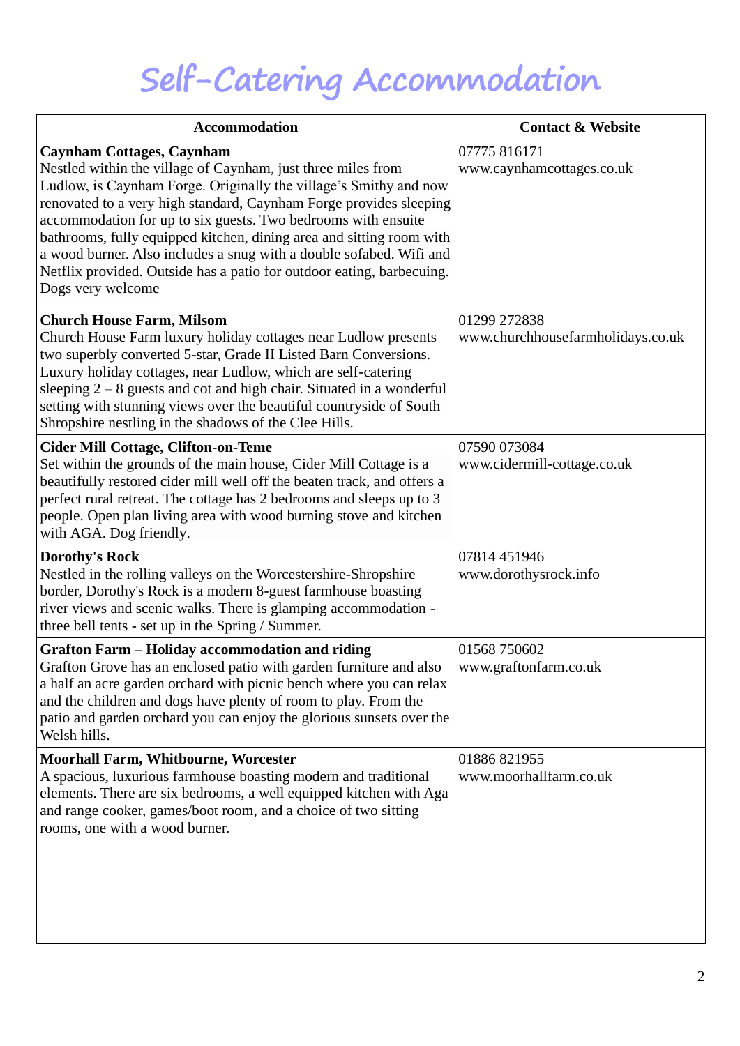# Self-Catering Accommodation

| Accommodation | Contact & Website |
|---|---|
| **Caynham Cottages, Caynham**<br>Nestled within the village of Caynham, just three miles from Ludlow, is Caynham Forge. Originally the village's Smithy and now renovated to a very high standard, Caynham Forge provides sleeping accommodation for up to six guests. Two bedrooms with ensuite bathrooms, fully equipped kitchen, dining area and sitting room with a wood burner. Also includes a snug with a double sofabed. Wifi and Netflix provided. Outside has a patio for outdoor eating, barbecuing. Dogs very welcome | 07775 816171<br>www.caynhamcottages.co.uk |
| **Church House Farm, Milsom**<br>Church House Farm luxury holiday cottages near Ludlow presents two superbly converted 5-star, Grade II Listed Barn Conversions. Luxury holiday cottages, near Ludlow, which are self-catering sleeping 2 – 8 guests and cot and high chair. Situated in a wonderful setting with stunning views over the beautiful countryside of South Shropshire nestling in the shadows of the Clee Hills. | 01299 272838<br>www.churchhousefarmholidays.co.uk |
| **Cider Mill Cottage, Clifton-on-Teme**<br>Set within the grounds of the main house, Cider Mill Cottage is a beautifully restored cider mill well off the beaten track, and offers a perfect rural retreat. The cottage has 2 bedrooms and sleeps up to 3 people. Open plan living area with wood burning stove and kitchen with AGA. Dog friendly. | 07590 073084<br>www.cidermill-cottage.co.uk |
| **Dorothy's Rock**<br>Nestled in the rolling valleys on the Worcestershire-Shropshire border, Dorothy's Rock is a modern 8-guest farmhouse boasting river views and scenic walks. There is glamping accommodation - three bell tents - set up in the Spring / Summer. | 07814 451946<br>www.dorothysrock.info |
| **Grafton Farm – Holiday accommodation and riding**<br>Grafton Grove has an enclosed patio with garden furniture and also a half an acre garden orchard with picnic bench where you can relax and the children and dogs have plenty of room to play. From the patio and garden orchard you can enjoy the glorious sunsets over the Welsh hills. | 01568 750602<br>www.graftonfarm.co.uk |
| **Moorhall Farm, Whitbourne, Worcester**<br>A spacious, luxurious farmhouse boasting modern and traditional elements. There are six bedrooms, a well equipped kitchen with Aga and range cooker, games/boot room, and a choice of two sitting rooms, one with a wood burner. | 01886 821955<br>www.moorhallfarm.co.uk |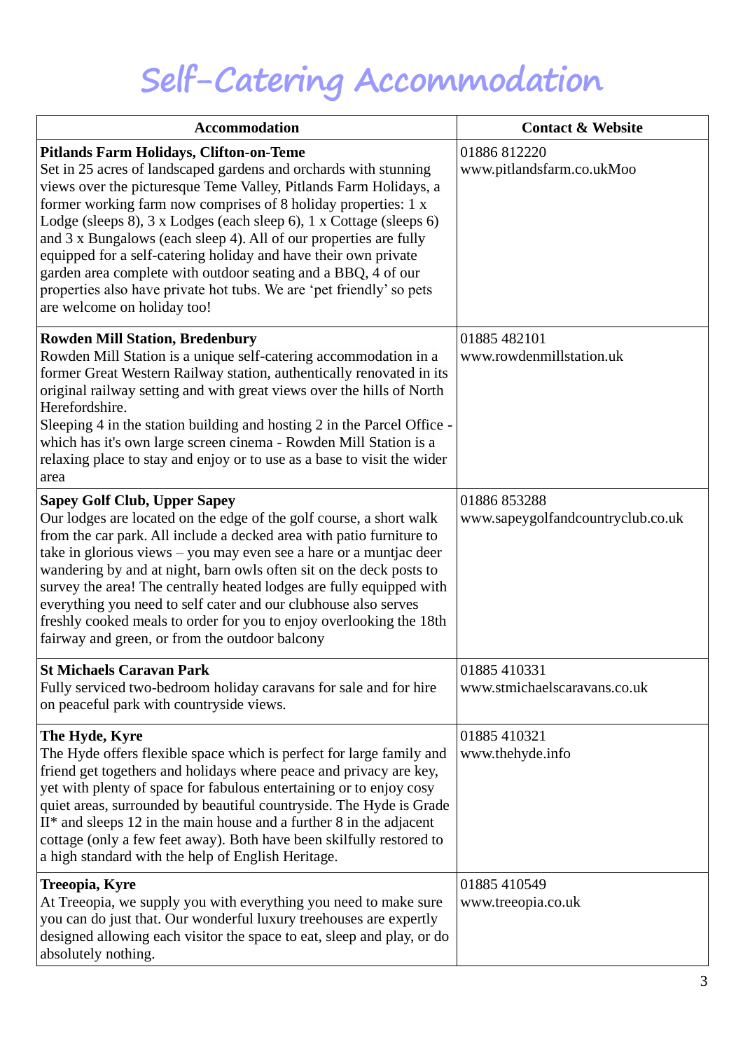# Self-Catering Accommodation

| Accommodation | Contact & Website |
|---|---|
| **Pitlands Farm Holidays, Clifton-on-Teme**<br>Set in 25 acres of landscaped gardens and orchards with stunning views over the picturesque Teme Valley, Pitlands Farm Holidays, a former working farm now comprises of 8 holiday properties: 1 x Lodge (sleeps 8), 3 x Lodges (each sleep 6), 1 x Cottage (sleeps 6) and 3 x Bungalows (each sleep 4). All of our properties are fully equipped for a self-catering holiday and have their own private garden area complete with outdoor seating and a BBQ, 4 of our properties also have private hot tubs. We are 'pet friendly' so pets are welcome on holiday too! | 01886 812220<br>www.pitlandsfarm.co.ukMoo |
| **Rowden Mill Station, Bredenbury**<br>Rowden Mill Station is a unique self-catering accommodation in a former Great Western Railway station, authentically renovated in its original railway setting and with great views over the hills of North Herefordshire.<br>Sleeping 4 in the station building and hosting 2 in the Parcel Office - which has it's own large screen cinema - Rowden Mill Station is a relaxing place to stay and enjoy or to use as a base to visit the wider area | 01885 482101<br>www.rowdenmillstation.uk |
| **Sapey Golf Club, Upper Sapey**<br>Our lodges are located on the edge of the golf course, a short walk from the car park. All include a decked area with patio furniture to take in glorious views – you may even see a hare or a muntjac deer wandering by and at night, barn owls often sit on the deck posts to survey the area! The centrally heated lodges are fully equipped with everything you need to self cater and our clubhouse also serves freshly cooked meals to order for you to enjoy overlooking the 18th fairway and green, or from the outdoor balcony | 01886 853288<br>www.sapeygolfandcountryclub.co.uk |
| **St Michaels Caravan Park**<br>Fully serviced two-bedroom holiday caravans for sale and for hire on peaceful park with countryside views. | 01885 410331<br>www.stmichaelscaravans.co.uk |
| **The Hyde, Kyre**<br>The Hyde offers flexible space which is perfect for large family and friend get togethers and holidays where peace and privacy are key, yet with plenty of space for fabulous entertaining or to enjoy cosy quiet areas, surrounded by beautiful countryside. The Hyde is Grade II* and sleeps 12 in the main house and a further 8 in the adjacent cottage (only a few feet away). Both have been skilfully restored to a high standard with the help of English Heritage. | 01885 410321<br>www.thehyde.info |
| **Treeopia, Kyre**<br>At Treeopia, we supply you with everything you need to make sure you can do just that. Our wonderful luxury treehouses are expertly designed allowing each visitor the space to eat, sleep and play, or do absolutely nothing. | 01885 410549<br>www.treeopia.co.uk |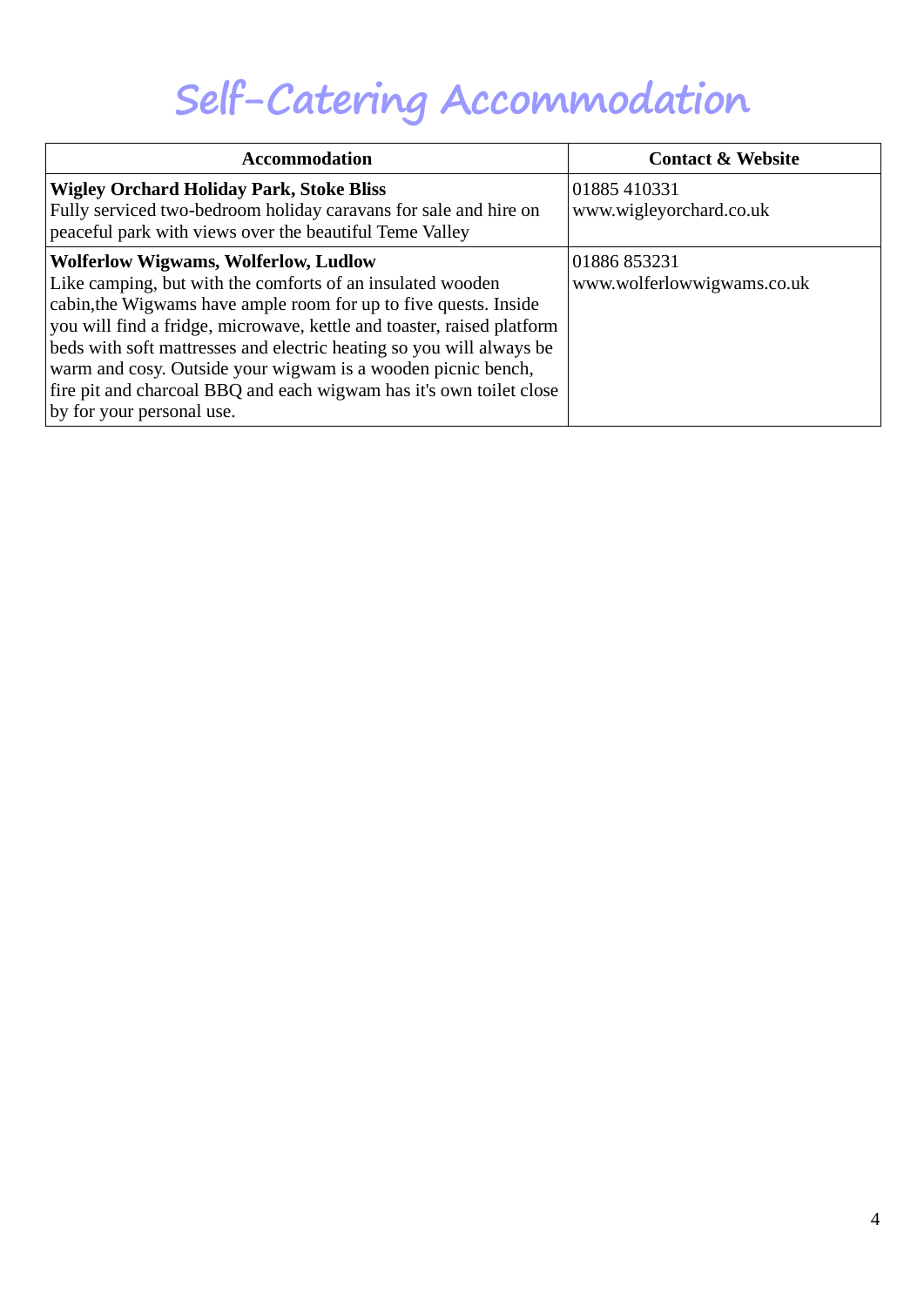# Self-Catering Accommodation

| Accommodation | Contact & Website |
| --- | --- |
| **Wigley Orchard Holiday Park, Stoke Bliss**<br>Fully serviced two-bedroom holiday caravans for sale and hire on peaceful park with views over the beautiful Teme Valley | 01885 410331<br>www.wigleyorchard.co.uk |
| **Wolferlow Wigwams, Wolferlow, Ludlow**<br>Like camping, but with the comforts of an insulated wooden cabin,the Wigwams have ample room for up to five quests. Inside you will find a fridge, microwave, kettle and toaster, raised platform beds with soft mattresses and electric heating so you will always be warm and cosy. Outside your wigwam is a wooden picnic bench, fire pit and charcoal BBQ and each wigwam has it's own toilet close by for your personal use. | 01886 853231<br>www.wolferlowwigwams.co.uk |